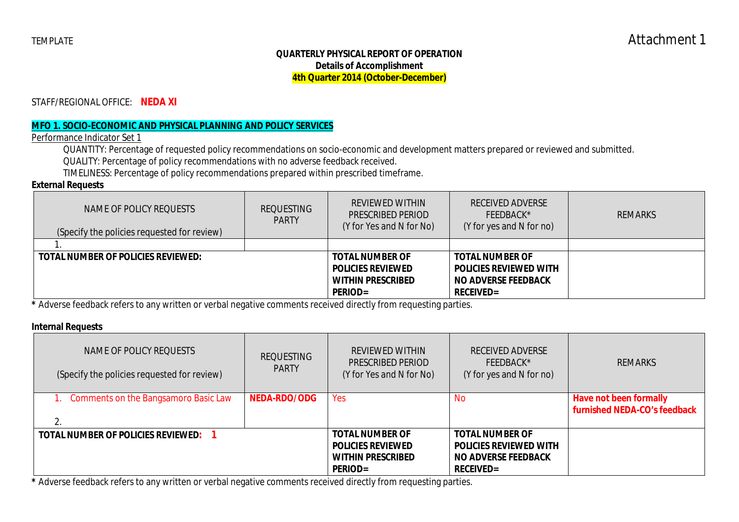TEMPLATE

Attachment 1

**QUARTERLY PHYSICAL REPORT OF OPERATION**
**Details of Accomplishment**
**4th Quarter 2014 (October-December)**

STAFF/REGIONAL OFFICE: **NEDA XI**

**MFO 1. SOCIO-ECONOMIC AND PHYSICAL PLANNING AND POLICY SERVICES**

Performance Indicator Set 1

QUANTITY: Percentage of requested policy recommendations on socio-economic and development matters prepared or reviewed and submitted.
QUALITY: Percentage of policy recommendations with no adverse feedback received.
TIMELINESS: Percentage of policy recommendations prepared within prescribed timeframe.

**External Requests**

| NAME OF POLICY REQUESTS (Specify the policies requested for review) | REQUESTING PARTY | REVIEWED WITHIN PRESCRIBED PERIOD (Y for Yes and N for No) | RECEIVED ADVERSE FEEDBACK* (Y for yes and N for no) | REMARKS |
|---|---|---|---|---|
| 1. | | | | |
| **TOTAL NUMBER OF POLICIES REVIEWED:** | | **TOTAL NUMBER OF POLICIES REVIEWED WITHIN PRESCRIBED PERIOD=** | **TOTAL NUMBER OF POLICIES REVIEWED WITH NO ADVERSE FEEDBACK RECEIVED=** | |

**\*** Adverse feedback refers to any written or verbal negative comments received directly from requesting parties.

**Internal Requests**

| NAME OF POLICY REQUESTS (Specify the policies requested for review) | REQUESTING PARTY | REVIEWED WITHIN PRESCRIBED PERIOD (Y for Yes and N for No) | RECEIVED ADVERSE FEEDBACK* (Y for yes and N for no) | REMARKS |
|---|---|---|---|---|
| 1. Comments on the Bangsamoro Basic Law<br>2. | **NEDA-RDO/ODG** | Yes | No | **Have not been formally furnished NEDA-CO's feedback** |
| **TOTAL NUMBER OF POLICIES REVIEWED: 1** | | **TOTAL NUMBER OF POLICIES REVIEWED WITHIN PRESCRIBED PERIOD=** | **TOTAL NUMBER OF POLICIES REVIEWED WITH NO ADVERSE FEEDBACK RECEIVED=** | |

**\*** Adverse feedback refers to any written or verbal negative comments received directly from requesting parties.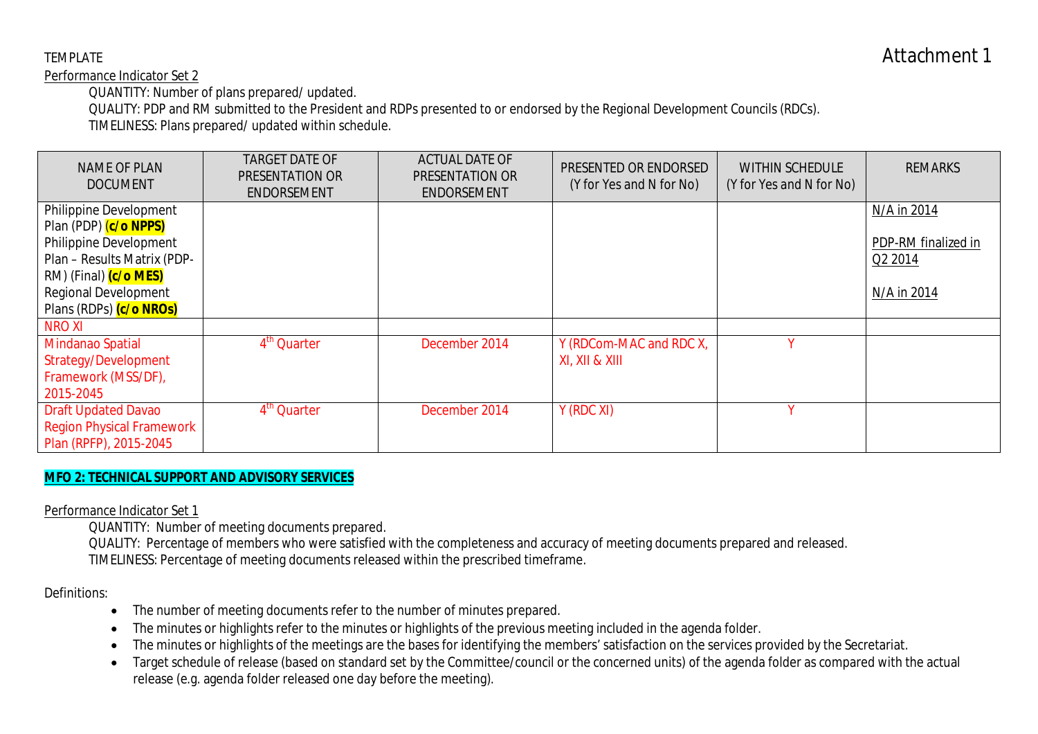TEMPLATE

Attachment 1

Performance Indicator Set 2

QUANTITY: Number of plans prepared/ updated.

QUALITY: PDP and RM submitted to the President and RDPs presented to or endorsed by the Regional Development Councils (RDCs).

TIMELINESS: Plans prepared/ updated within schedule.

| NAME OF PLAN DOCUMENT | TARGET DATE OF PRESENTATION OR ENDORSEMENT | ACTUAL DATE OF PRESENTATION OR ENDORSEMENT | PRESENTED OR ENDORSED (Y for Yes and N for No) | WITHIN SCHEDULE (Y for Yes and N for No) | REMARKS |
|---|---|---|---|---|---|
| Philippine Development Plan (PDP) **(c/o NPPS)** | | | | | N/A in 2014 |
| Philippine Development Plan – Results Matrix (PDP-RM) (Final) **(c/o MES)** | | | | | PDP-RM finalized in Q2 2014 |
| Regional Development Plans (RDPs) **(c/o NROs)** | | | | | N/A in 2014 |
| NRO XI | | | | | |
| Mindanao Spatial Strategy/Development Framework (MSS/DF), 2015-2045 | 4th Quarter | December 2014 | Y (RDCom-MAC and RDC X, XI, XII & XIII | Y | |
| Draft Updated Davao Region Physical Framework Plan (RPFP), 2015-2045 | 4th Quarter | December 2014 | Y (RDC XI) | Y | |

**MFO 2: TECHNICAL SUPPORT AND ADVISORY SERVICES**

Performance Indicator Set 1

QUANTITY: Number of meeting documents prepared.

QUALITY: Percentage of members who were satisfied with the completeness and accuracy of meeting documents prepared and released.

TIMELINESS: Percentage of meeting documents released within the prescribed timeframe.

Definitions:

- The number of meeting documents refer to the number of minutes prepared.
- The minutes or highlights refer to the minutes or highlights of the previous meeting included in the agenda folder.
- The minutes or highlights of the meetings are the bases for identifying the members' satisfaction on the services provided by the Secretariat.
- Target schedule of release (based on standard set by the Committee/council or the concerned units) of the agenda folder as compared with the actual release (e.g. agenda folder released one day before the meeting).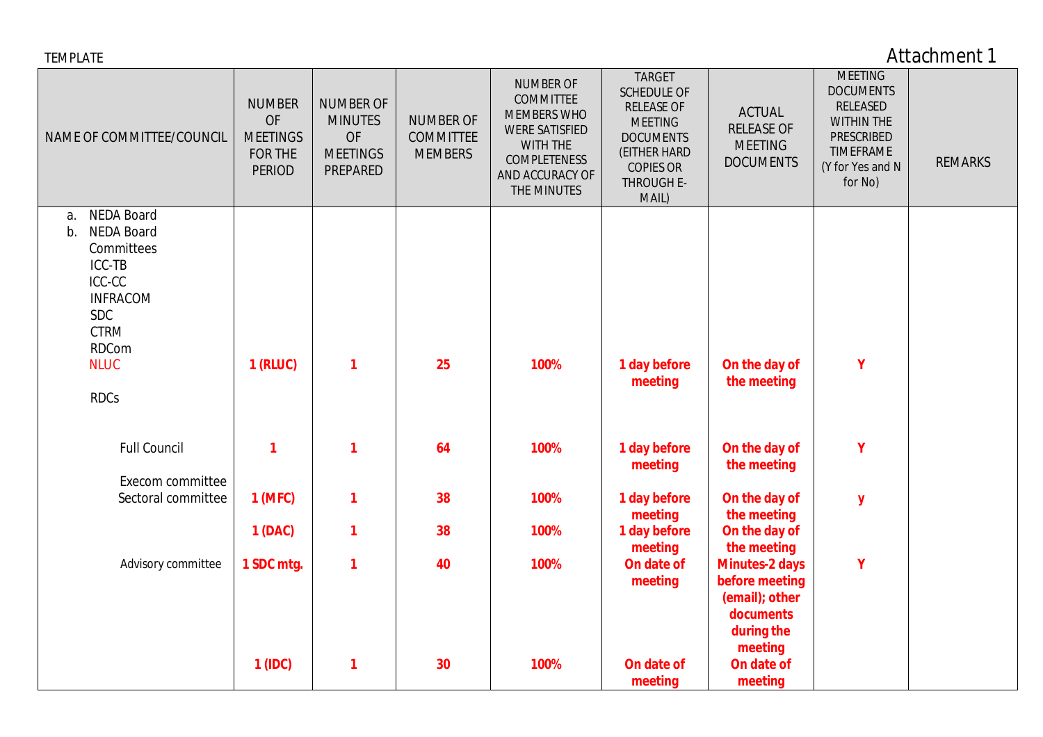TEMPLATE

Attachment 1

| NAME OF COMMITTEE/COUNCIL | NUMBER OF MEETINGS FOR THE PERIOD | NUMBER OF MINUTES OF MEETINGS PREPARED | NUMBER OF COMMITTEE MEMBERS | NUMBER OF COMMITTEE MEMBERS WHO WERE SATISFIED WITH THE COMPLETENESS AND ACCURACY OF THE MINUTES | TARGET SCHEDULE OF RELEASE OF MEETING DOCUMENTS (EITHER HARD COPIES OR THROUGH E-MAIL) | ACTUAL RELEASE OF MEETING DOCUMENTS | MEETING DOCUMENTS RELEASED WITHIN THE PRESCRIBED TIMEFRAME (Y for Yes and N for No) | REMARKS |
|---|---|---|---|---|---|---|---|---|
| a. NEDA Board | | | | | | | | |
| b. NEDA Board Committees | | | | | | | | |
| ICC-TB | | | | | | | | |
| ICC-CC | | | | | | | | |
| INFRACOM | | | | | | | | |
| SDC | | | | | | | | |
| CTRM | | | | | | | | |
| RDCom | | | | | | | | |
| NLUC | **1 (RLUC)** | **1** | **25** | **100%** | **1 day before meeting** | **On the day of the meeting** | **Y** | |
| RDCs | | | | | | | | |
| Full Council | **1** | **1** | **64** | **100%** | **1 day before meeting** | **On the day of the meeting** | **Y** | |
| Execom committee | | | | | | | | |
| Sectoral committee | **1 (MFC)** | **1** | **38** | **100%** | **1 day before meeting** | **On the day of the meeting** | **y** | |
| | **1 (DAC)** | **1** | **38** | **100%** | **1 day before meeting** | **On the day of the meeting** | | |
| Advisory committee | **1 SDC mtg.** | **1** | **40** | **100%** | **On date of meeting** | **Minutes-2 days before meeting (email); other documents during the meeting** | **Y** | |
| | **1 (IDC)** | **1** | **30** | **100%** | **On date of meeting** | **On date of meeting** | | |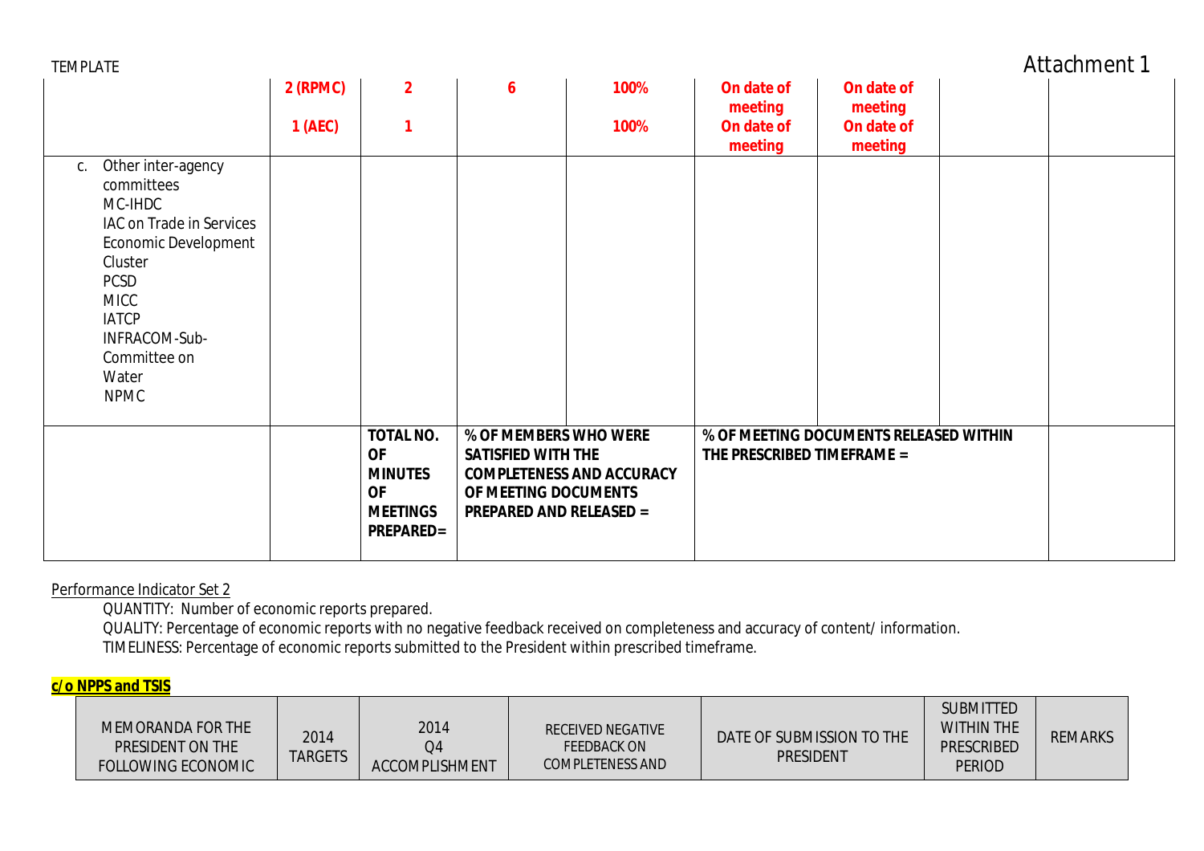TEMPLATE

Attachment 1

| | | | | | | | | |
|---|---|---|---|---|---|---|---|---|
| | **2 (RPMC)**<br><br>**1 (AEC)** | **2**<br><br>**1** | **6** | **100%**<br><br>**100%** | **On date of meeting**<br>**On date of meeting** | **On date of meeting**<br>**On date of meeting** | | |
| c. Other inter-agency committees<br>MC-IHDC<br>IAC on Trade in Services<br>Economic Development Cluster<br>PCSD<br>MICC<br>IATCP<br>INFRACOM-Sub-Committee on Water<br>NPMC | | | | | | | | |
| | | **TOTAL NO. OF MINUTES OF MEETINGS PREPARED=** | **% OF MEMBERS WHO WERE SATISFIED WITH THE COMPLETENESS AND ACCURACY OF MEETING DOCUMENTS PREPARED AND RELEASED =** | | **% OF MEETING DOCUMENTS RELEASED WITHIN THE PRESCRIBED TIMEFRAME =** | | | |

Performance Indicator Set 2

QUANTITY: Number of economic reports prepared.
QUALITY: Percentage of economic reports with no negative feedback received on completeness and accuracy of content/ information.
TIMELINESS: Percentage of economic reports submitted to the President within prescribed timeframe.

**c/o NPPS and TSIS**

| MEMORANDA FOR THE PRESIDENT ON THE FOLLOWING ECONOMIC | 2014 TARGETS | 2014 Q4 ACCOMPLISHMENT | RECEIVED NEGATIVE FEEDBACK ON COMPLETENESS AND | DATE OF SUBMISSION TO THE PRESIDENT | SUBMITTED WITHIN THE PRESCRIBED PERIOD | REMARKS |
|---|---|---|---|---|---|---|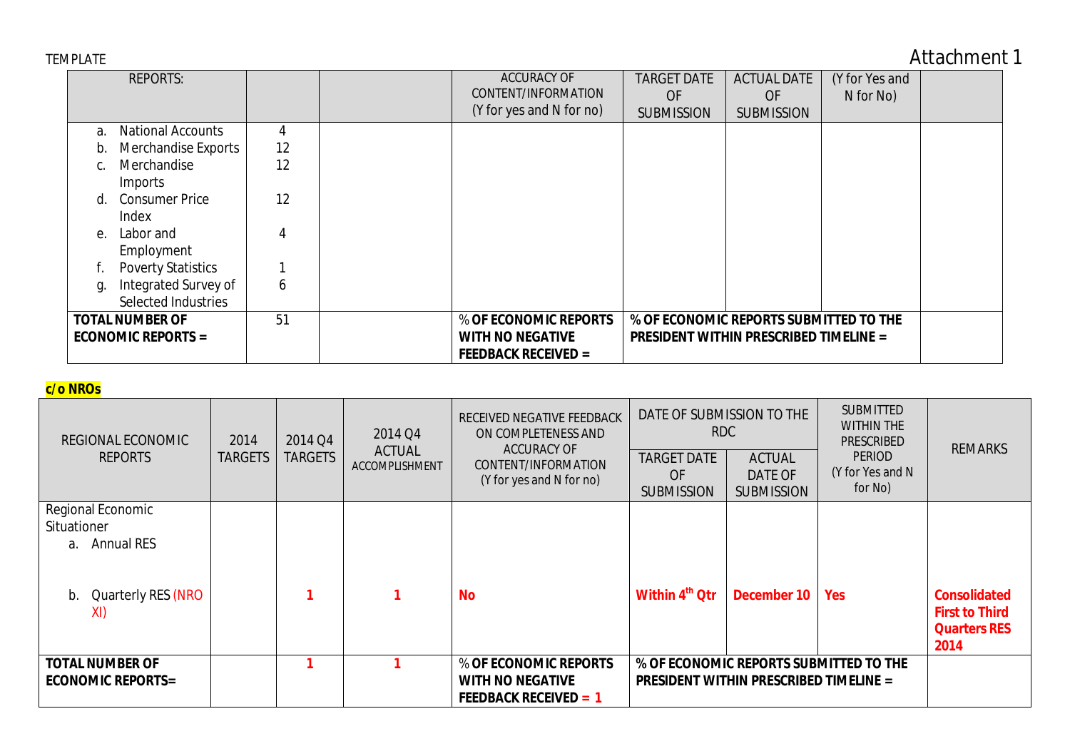TEMPLATE

Attachment 1

| REPORTS: | | | ACCURACY OF CONTENT/INFORMATION (Y for yes and N for no) | TARGET DATE OF SUBMISSION | ACTUAL DATE OF SUBMISSION | (Y for Yes and N for No) | |
|---|---|---|---|---|---|---|---|
| a. National Accounts<br>b. Merchandise Exports<br>c. Merchandise Imports<br>d. Consumer Price Index<br>e. Labor and Employment<br>f. Poverty Statistics<br>g. Integrated Survey of Selected Industries | 4<br>12<br>12<br>12<br>4<br>1<br>6 | | | | | | |
| **TOTAL NUMBER OF ECONOMIC REPORTS =** | 51 | | **% OF ECONOMIC REPORTS WITH NO NEGATIVE FEEDBACK RECEIVED =** | **% OF ECONOMIC REPORTS SUBMITTED TO THE PRESIDENT WITHIN PRESCRIBED TIMELINE =** | | | |

**c/o NROs**

| REGIONAL ECONOMIC REPORTS | 2014 TARGETS | 2014 Q4 TARGETS | 2014 Q4 ACTUAL ACCOMPLISHMENT | RECEIVED NEGATIVE FEEDBACK ON COMPLETENESS AND ACCURACY OF CONTENT/INFORMATION (Y for yes and N for no) | DATE OF SUBMISSION TO THE RDC | | SUBMITTED WITHIN THE PRESCRIBED PERIOD (Y for Yes and N for No) | REMARKS |
|---|---|---|---|---|---|---|---|---|
| | | | | | TARGET DATE OF SUBMISSION | ACTUAL DATE OF SUBMISSION | | |
| Regional Economic Situationer<br>a. Annual RES | | | | | | | | |
| b. Quarterly RES (NRO XI) | | **1** | **1** | **No** | **Within 4th Qtr** | **December 10** | **Yes** | **Consolidated First to Third Quarters RES 2014** |
| **TOTAL NUMBER OF ECONOMIC REPORTS=** | | **1** | **1** | **% OF ECONOMIC REPORTS WITH NO NEGATIVE FEEDBACK RECEIVED = 1** | **% OF ECONOMIC REPORTS SUBMITTED TO THE PRESIDENT WITHIN PRESCRIBED TIMELINE =** | | | |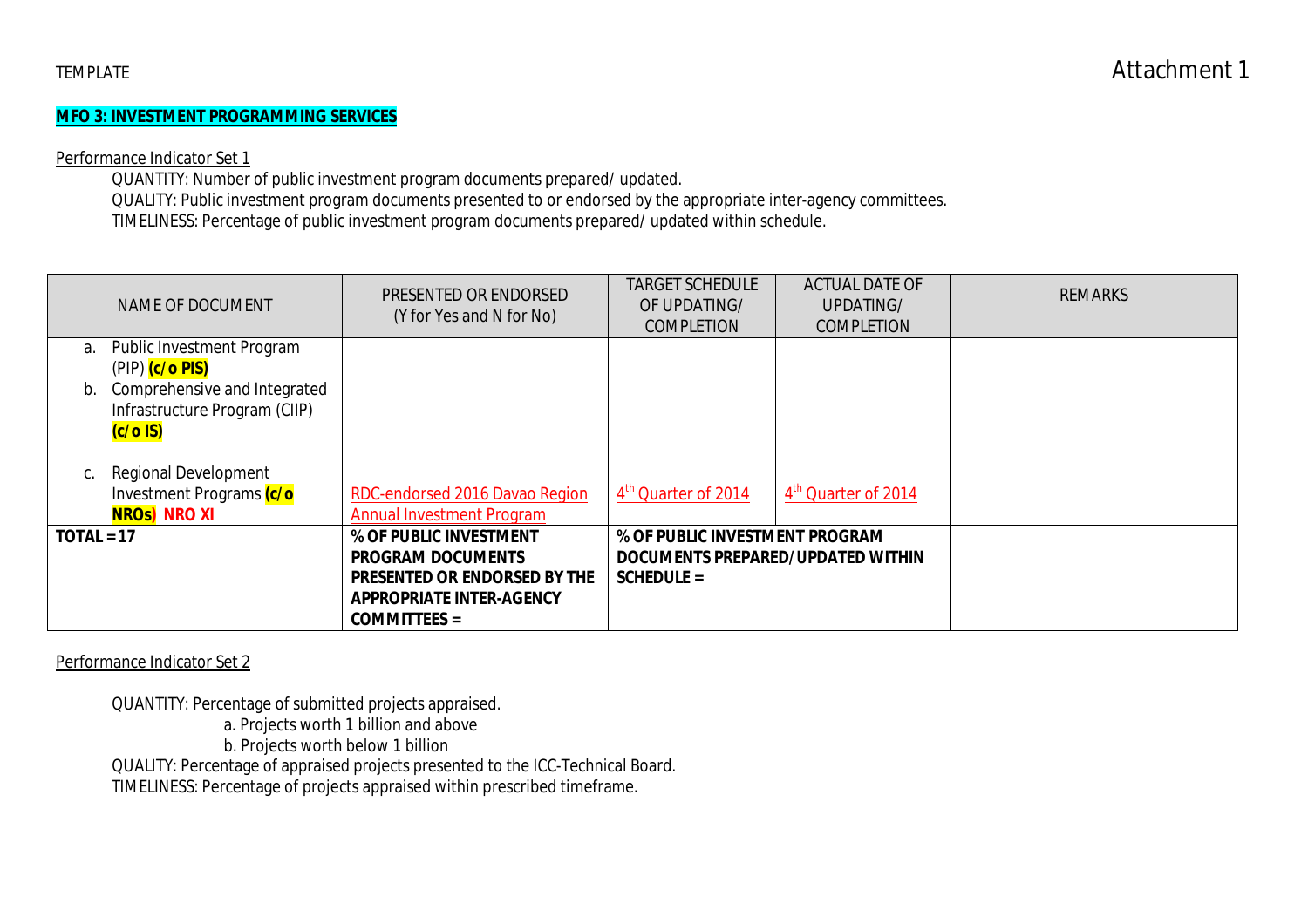TEMPLATE

Attachment 1

**MFO 3: INVESTMENT PROGRAMMING SERVICES**

Performance Indicator Set 1

QUANTITY: Number of public investment program documents prepared/ updated.
QUALITY: Public investment program documents presented to or endorsed by the appropriate inter-agency committees.
TIMELINESS: Percentage of public investment program documents prepared/ updated within schedule.

| NAME OF DOCUMENT | PRESENTED OR ENDORSED (Y for Yes and N for No) | TARGET SCHEDULE OF UPDATING/ COMPLETION | ACTUAL DATE OF UPDATING/ COMPLETION | REMARKS |
|---|---|---|---|---|
| a. Public Investment Program (PIP) **(c/o PIS)**<br>b. Comprehensive and Integrated Infrastructure Program (CIIP) **(c/o IS)**<br>c. Regional Development Investment Programs **(c/o NROs)** **NRO XI** | RDC-endorsed 2016 Davao Region Annual Investment Program | 4th Quarter of 2014 | 4th Quarter of 2014 | |
| **TOTAL = 17** | **% OF PUBLIC INVESTMENT PROGRAM DOCUMENTS PRESENTED OR ENDORSED BY THE APPROPRIATE INTER-AGENCY COMMITTEES =** | **% OF PUBLIC INVESTMENT PROGRAM DOCUMENTS PREPARED/UPDATED WITHIN SCHEDULE =** | | |

Performance Indicator Set 2

QUANTITY: Percentage of submitted projects appraised.

a. Projects worth 1 billion and above
b. Projects worth below 1 billion

QUALITY: Percentage of appraised projects presented to the ICC-Technical Board.
TIMELINESS: Percentage of projects appraised within prescribed timeframe.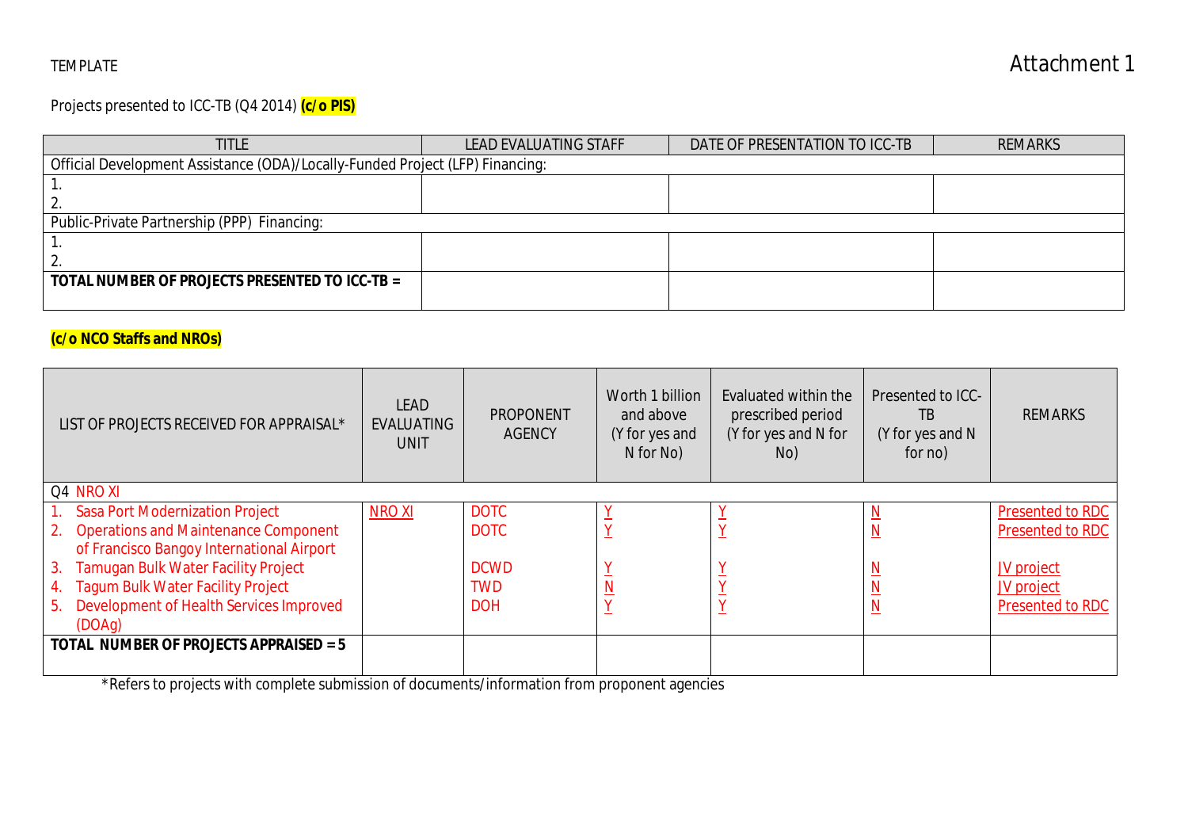TEMPLATE

# Attachment 1

Projects presented to ICC-TB (Q4 2014) **(c/o PIS)**

| TITLE | LEAD EVALUATING STAFF | DATE OF PRESENTATION TO ICC-TB | REMARKS |
|---|---|---|---|
| Official Development Assistance (ODA)/Locally-Funded Project (LFP) Financing: | | | |
| 1.<br>2. | | | |
| Public-Private Partnership (PPP) Financing: | | | |
| 1.<br>2. | | | |
| **TOTAL NUMBER OF PROJECTS PRESENTED TO ICC-TB =** | | | |

**(c/o NCO Staffs and NROs)**

| LIST OF PROJECTS RECEIVED FOR APPRAISAL* | LEAD EVALUATING UNIT | PROPONENT AGENCY | Worth 1 billion and above (Y for yes and N for No) | Evaluated within the prescribed period (Y for yes and N for No) | Presented to ICC-TB (Y for yes and N for no) | REMARKS |
|---|---|---|---|---|---|---|
| Q4 NRO XI | | | | | | |
| 1. Sasa Port Modernization Project | NRO XI | DOTC | Y | Y | N | Presented to RDC |
| 2. Operations and Maintenance Component of Francisco Bangoy International Airport | | DOTC | Y | Y | N | Presented to RDC |
| 3. Tamugan Bulk Water Facility Project | | DCWD | Y | Y | N | JV project |
| 4. Tagum Bulk Water Facility Project | | TWD | N | Y | N | JV project |
| 5. Development of Health Services Improved (DOAg) | | DOH | Y | Y | N | Presented to RDC |
| **TOTAL NUMBER OF PROJECTS APPRAISED = 5** | | | | | | |

*Refers to projects with complete submission of documents/information from proponent agencies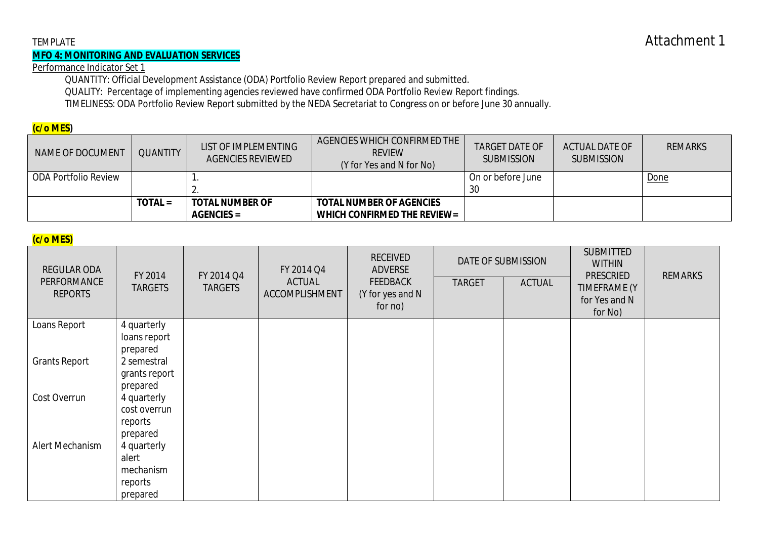TEMPLATE

Attachment 1

**MFO 4: MONITORING AND EVALUATION SERVICES**

Performance Indicator Set 1

QUANTITY: Official Development Assistance (ODA) Portfolio Review Report prepared and submitted.

QUALITY: Percentage of implementing agencies reviewed have confirmed ODA Portfolio Review Report findings.

TIMELINESS: ODA Portfolio Review Report submitted by the NEDA Secretariat to Congress on or before June 30 annually.

**(c/o MES)**

| NAME OF DOCUMENT | QUANTITY | LIST OF IMPLEMENTING AGENCIES REVIEWED | AGENCIES WHICH CONFIRMED THE REVIEW (Y for Yes and N for No) | TARGET DATE OF SUBMISSION | ACTUAL DATE OF SUBMISSION | REMARKS |
|---|---|---|---|---|---|---|
| ODA Portfolio Review | | 1.<br>2. | | On or before June 30 | | Done |
| | **TOTAL =** | **TOTAL NUMBER OF AGENCIES =** | **TOTAL NUMBER OF AGENCIES WHICH CONFIRMED THE REVIEW =** | | | |

**(c/o MES)**

| REGULAR ODA PERFORMANCE REPORTS | FY 2014 TARGETS | FY 2014 Q4 TARGETS | FY 2014 Q4 ACTUAL ACCOMPLISHMENT | RECEIVED ADVERSE FEEDBACK (Y for yes and N for no) | DATE OF SUBMISSION | | SUBMITTED WITHIN PRESCRIED TIMEFRAME (Y for Yes and N for No) | REMARKS |
|---|---|---|---|---|---|---|---|---|
| | | | | | TARGET | ACTUAL | | |
| Loans Report | 4 quarterly loans report prepared | | | | | | | |
| Grants Report | 2 semestral grants report prepared | | | | | | | |
| Cost Overrun | 4 quarterly cost overrun reports prepared | | | | | | | |
| Alert Mechanism | 4 quarterly alert mechanism reports prepared | | | | | | | |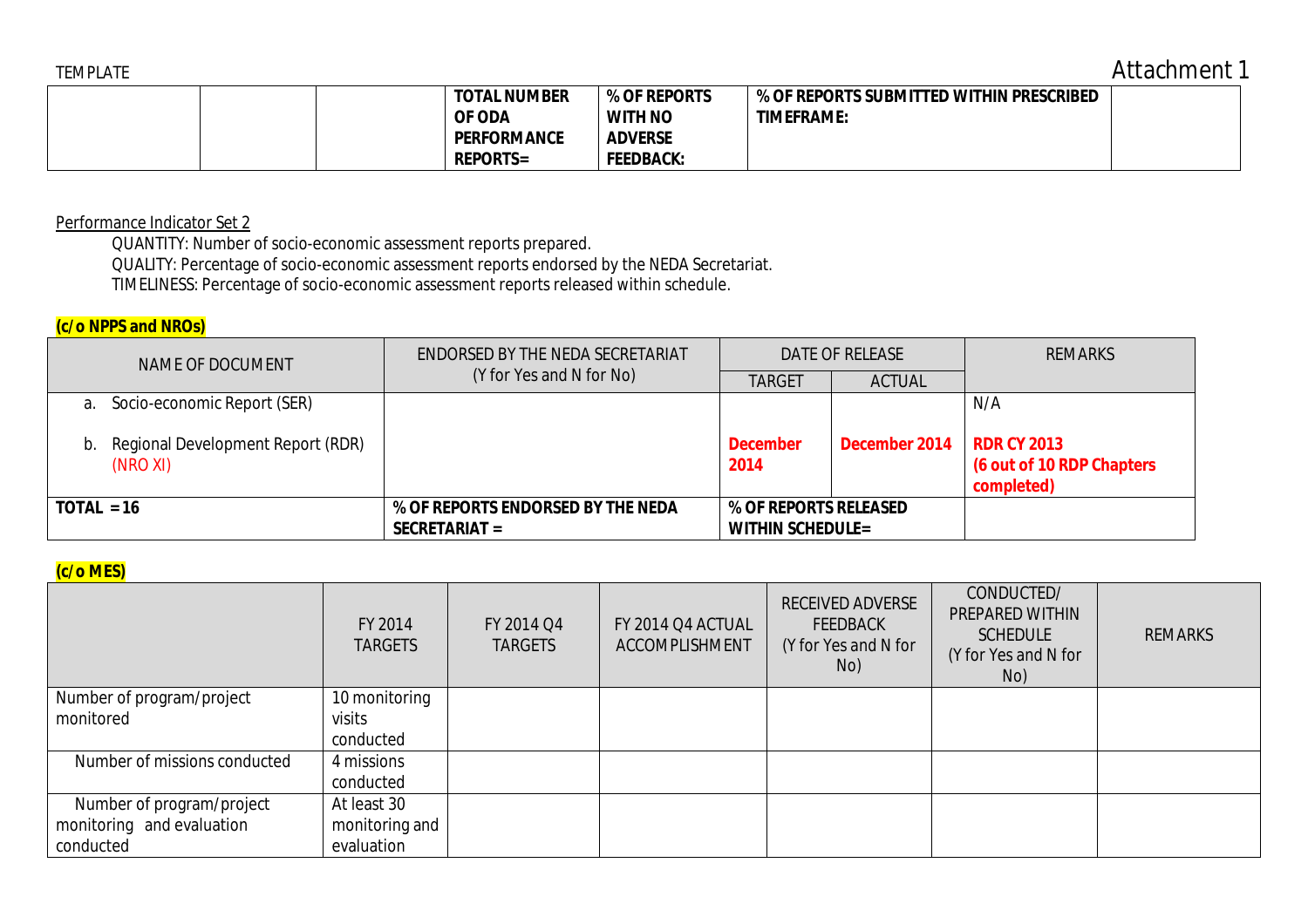TEMPLATE

Attachment 1

| | | TOTAL NUMBER OF ODA PERFORMANCE REPORTS= | % OF REPORTS WITH NO ADVERSE FEEDBACK: | % OF REPORTS SUBMITTED WITHIN PRESCRIBED TIMEFRAME: | |
|---|---|---|---|---|---|

Performance Indicator Set 2

QUANTITY: Number of socio-economic assessment reports prepared.
QUALITY: Percentage of socio-economic assessment reports endorsed by the NEDA Secretariat.
TIMELINESS: Percentage of socio-economic assessment reports released within schedule.

**(c/o NPPS and NROs)**

| NAME OF DOCUMENT | ENDORSED BY THE NEDA SECRETARIAT (Y for Yes and N for No) | DATE OF RELEASE | | REMARKS |
|---|---|---|---|---|
| | | TARGET | ACTUAL | |
| a. Socio-economic Report (SER) | | | | N/A |
| b. Regional Development Report (RDR) (NRO XI) | | **December 2014** | **December 2014** | **RDR CY 2013 (6 out of 10 RDP Chapters completed)** |
| **TOTAL = 16** | **% OF REPORTS ENDORSED BY THE NEDA SECRETARIAT =** | **% OF REPORTS RELEASED WITHIN SCHEDULE=** | | |

**(c/o MES)**

| | FY 2014 TARGETS | FY 2014 Q4 TARGETS | FY 2014 Q4 ACTUAL ACCOMPLISHMENT | RECEIVED ADVERSE FEEDBACK (Y for Yes and N for No) | CONDUCTED/ PREPARED WITHIN SCHEDULE (Y for Yes and N for No) | REMARKS |
|---|---|---|---|---|---|---|
| Number of program/project monitored | 10 monitoring visits conducted | | | | | |
| Number of missions conducted | 4 missions conducted | | | | | |
| Number of program/project monitoring and evaluation conducted | At least 30 monitoring and evaluation | | | | | |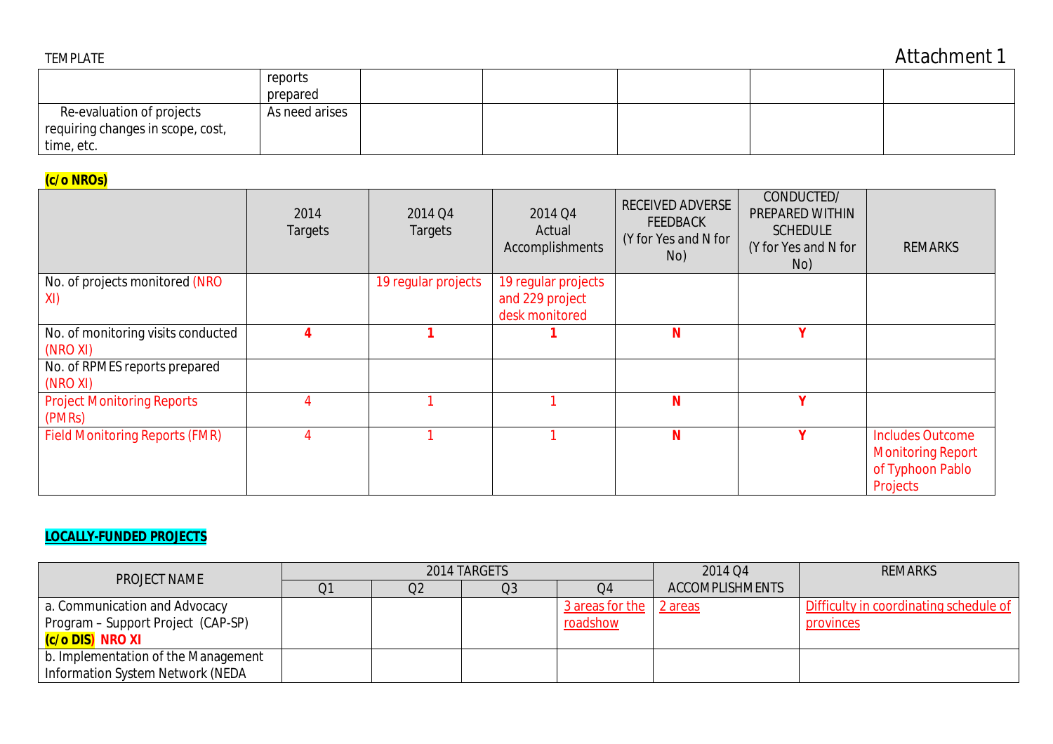TEMPLATE

Attachment 1

| | reports prepared | | | | | |
|---|---|---|---|---|---|---|
| Re-evaluation of projects requiring changes in scope, cost, time, etc. | As need arises | | | | | |

**(c/o NROs)**

| | 2014 Targets | 2014 Q4 Targets | 2014 Q4 Actual Accomplishments | RECEIVED ADVERSE FEEDBACK (Y for Yes and N for No) | CONDUCTED/ PREPARED WITHIN SCHEDULE (Y for Yes and N for No) | REMARKS |
|---|---|---|---|---|---|---|
| No. of projects monitored (NRO XI) | | 19 regular projects | 19 regular projects and 229 project desk monitored | | | |
| No. of monitoring visits conducted (NRO XI) | **4** | **1** | **1** | **N** | **Y** | |
| No. of RPMES reports prepared (NRO XI) | | | | | | |
| Project Monitoring Reports (PMRs) | 4 | 1 | 1 | **N** | **Y** | |
| Field Monitoring Reports (FMR) | 4 | 1 | 1 | **N** | **Y** | Includes Outcome Monitoring Report of Typhoon Pablo Projects |

**LOCALLY-FUNDED PROJECTS**

| PROJECT NAME | 2014 TARGETS | | | | 2014 Q4 ACCOMPLISHMENTS | REMARKS |
|---|---|---|---|---|---|---|
| | Q1 | Q2 | Q3 | Q4 | | |
| a. Communication and Advocacy Program – Support Project (CAP-SP) **(c/o DIS) NRO XI** | | | | 3 areas for the roadshow | 2 areas | Difficulty in coordinating schedule of provinces |
| b. Implementation of the Management Information System Network (NEDA | | | | | | |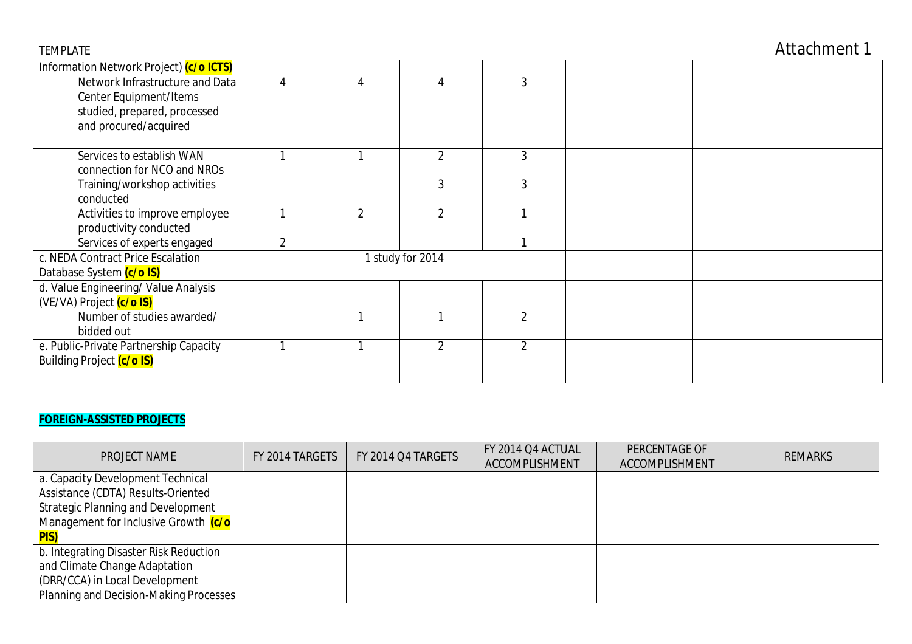TEMPLATE

Attachment 1

| | | | | | | |
|---|---|---|---|---|---|---|
| Information Network Project) **(c/o ICTS)** | | | | | | |
| Network Infrastructure and Data Center Equipment/Items studied, prepared, processed and procured/acquired | 4 | 4 | 4 | 3 | | |
| Services to establish WAN connection for NCO and NROs | 1 | 1 | 2 | 3 | | |
| Training/workshop activities conducted | | | 3 | 3 | | |
| Activities to improve employee productivity conducted | 1 | 2 | 2 | 1 | | |
| Services of experts engaged | 2 | | | 1 | | |
| c. NEDA Contract Price Escalation Database System **(c/o IS)** | 1 study for 2014 | | | | | |
| d. Value Engineering/ Value Analysis (VE/VA) Project **(c/o IS)** | | | | | | |
| Number of studies awarded/ bidded out | | 1 | 1 | 2 | | |
| e. Public-Private Partnership Capacity Building Project **(c/o IS)** | 1 | 1 | 2 | 2 | | |

**FOREIGN-ASSISTED PROJECTS**

| PROJECT NAME | FY 2014 TARGETS | FY 2014 Q4 TARGETS | FY 2014 Q4 ACTUAL ACCOMPLISHMENT | PERCENTAGE OF ACCOMPLISHMENT | REMARKS |
|---|---|---|---|---|---|
| a. Capacity Development Technical Assistance (CDTA) Results-Oriented Strategic Planning and Development Management for Inclusive Growth **(c/o PIS)** | | | | | |
| b. Integrating Disaster Risk Reduction and Climate Change Adaptation (DRR/CCA) in Local Development Planning and Decision-Making Processes | | | | | |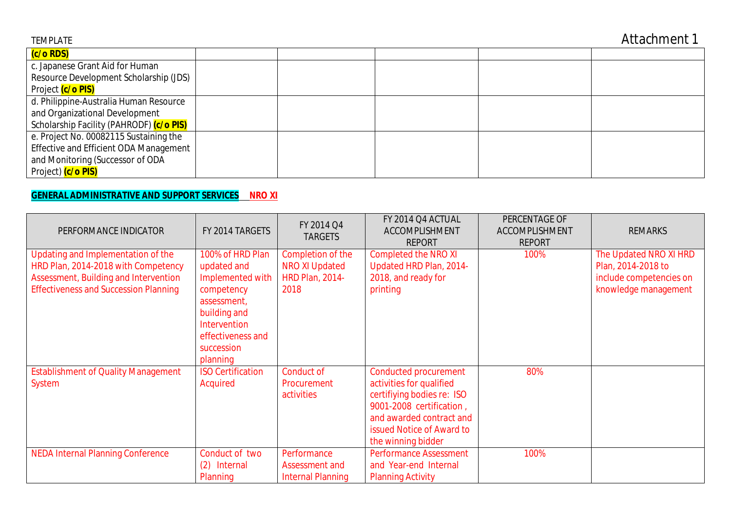TEMPLATE

Attachment 1

| | | | | | |
|---|---|---|---|---|---|
| **(c/o RDS)** | | | | | |
| c. Japanese Grant Aid for Human Resource Development Scholarship (JDS) Project **(c/o PIS)** | | | | | |
| d. Philippine-Australia Human Resource and Organizational Development Scholarship Facility (PAHRODF) **(c/o PIS)** | | | | | |
| e. Project No. 00082115 Sustaining the Effective and Efficient ODA Management and Monitoring (Successor of ODA Project) **(c/o PIS)** | | | | | |

**GENERAL ADMINISTRATIVE AND SUPPORT SERVICES NRO XI**

| PERFORMANCE INDICATOR | FY 2014 TARGETS | FY 2014 Q4 TARGETS | FY 2014 Q4 ACTUAL ACCOMPLISHMENT REPORT | PERCENTAGE OF ACCOMPLISHMENT REPORT | REMARKS |
|---|---|---|---|---|---|
| Updating and Implementation of the HRD Plan, 2014-2018 with Competency Assessment, Building and Intervention Effectiveness and Succession Planning | 100% of HRD Plan updated and Implemented with competency assessment, building and Intervention effectiveness and succession planning | Completion of the NRO XI Updated HRD Plan, 2014-2018 | Completed the NRO XI Updated HRD Plan, 2014-2018, and ready for printing | 100% | The Updated NRO XI HRD Plan, 2014-2018 to include competencies on knowledge management |
| Establishment of Quality Management System | ISO Certification Acquired | Conduct of Procurement activities | Conducted procurement activities for qualified certifiying bodies re: ISO 9001-2008 certification , and awarded contract and issued Notice of Award to the winning bidder | 80% | |
| NEDA Internal Planning Conference | Conduct of two (2) Internal Planning | Performance Assessment and Internal Planning | Performance Assessment and Year-end Internal Planning Activity | 100% | |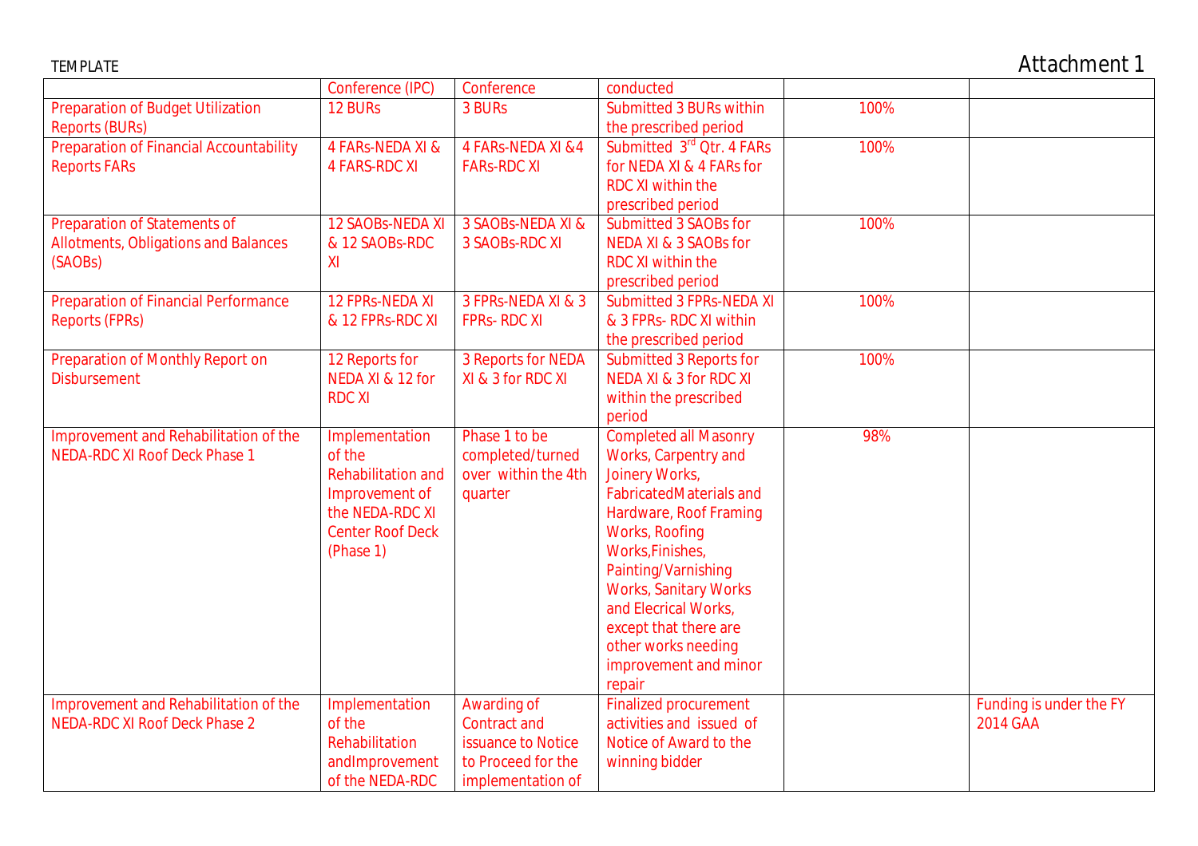TEMPLATE

Attachment 1

| | Conference (IPC) | Conference | conducted | | |
|---|---|---|---|---|---|
| Preparation of Budget Utilization Reports (BURs) | 12 BURs | 3 BURs | Submitted 3 BURs within the prescribed period | 100% | |
| Preparation of Financial Accountability Reports FARs | 4 FARs-NEDA XI & 4 FARS-RDC XI | 4 FARs-NEDA XI &4 FARs-RDC XI | Submitted 3rd Qtr. 4 FARs for NEDA XI & 4 FARs for RDC XI within the prescribed period | 100% | |
| Preparation of Statements of Allotments, Obligations and Balances (SAOBs) | 12 SAOBs-NEDA XI & 12 SAOBs-RDC XI | 3 SAOBs-NEDA XI & 3 SAOBs-RDC XI | Submitted 3 SAOBs for NEDA XI & 3 SAOBs for RDC XI within the prescribed period | 100% | |
| Preparation of Financial Performance Reports (FPRs) | 12 FPRs-NEDA XI & 12 FPRs-RDC XI | 3 FPRs-NEDA XI & 3 FPRs- RDC XI | Submitted 3 FPRs-NEDA XI & 3 FPRs- RDC XI within the prescribed period | 100% | |
| Preparation of Monthly Report on Disbursement | 12 Reports for NEDA XI & 12 for RDC XI | 3 Reports for NEDA XI & 3 for RDC XI | Submitted 3 Reports for NEDA XI & 3 for RDC XI within the prescribed period | 100% | |
| Improvement and Rehabilitation of the NEDA-RDC XI Roof Deck Phase 1 | Implementation of the Rehabilitation and Improvement of the NEDA-RDC XI Center Roof Deck (Phase 1) | Phase 1 to be completed/turned over within the 4th quarter | Completed all Masonry Works, Carpentry and Joinery Works, FabricatedMaterials and Hardware, Roof Framing Works, Roofing Works,Finishes, Painting/Varnishing Works, Sanitary Works and Elecrical Works, except that there are other works needing improvement and minor repair | 98% | |
| Improvement and Rehabilitation of the NEDA-RDC XI Roof Deck Phase 2 | Implementation of the Rehabilitation andImprovement of the NEDA-RDC | Awarding of Contract and issuance to Notice to Proceed for the implementation of | Finalized procurement activities and issued of Notice of Award to the winning bidder | | Funding is under the FY 2014 GAA |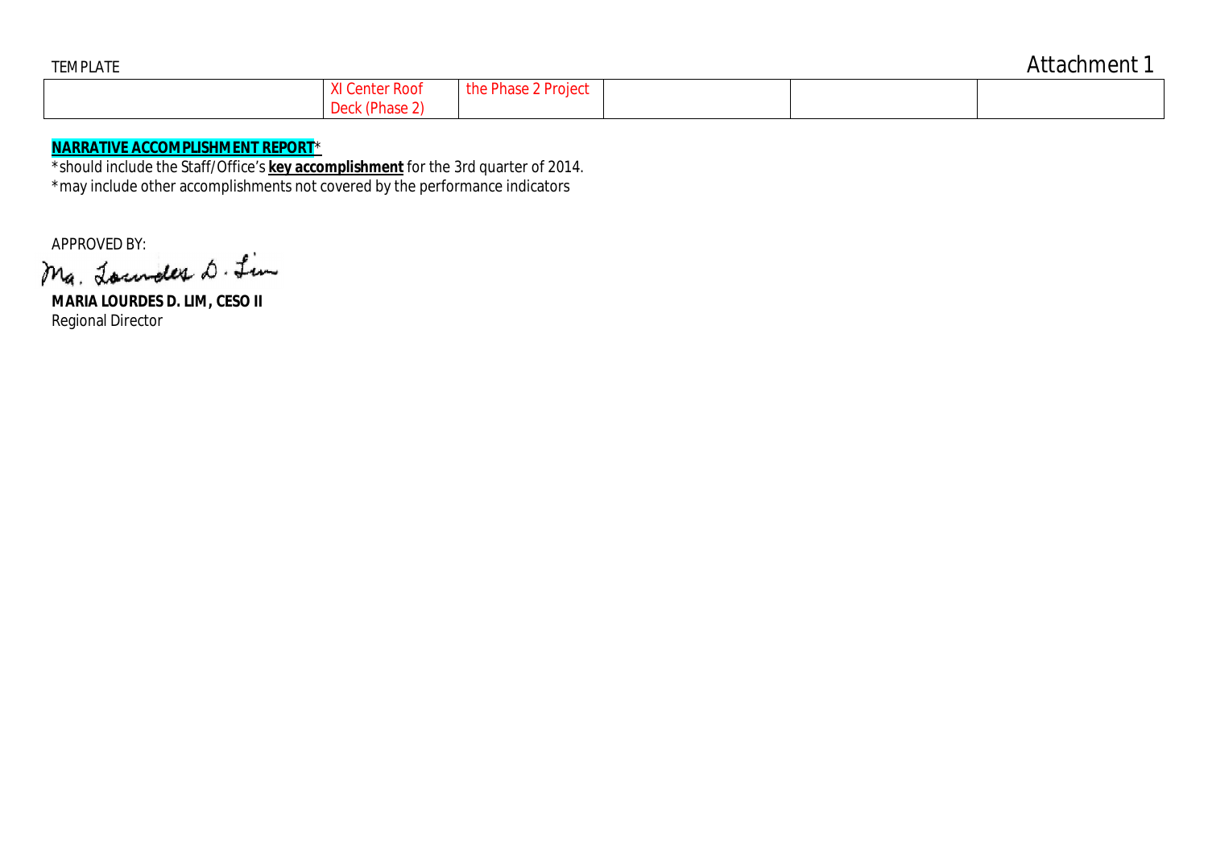TEMPLATE

Attachment 1

| | | | | | |
|---|---|---|---|---|---|
| | XI Center Roof Deck (Phase 2) | the Phase 2 Project | | | |

**NARRATIVE ACCOMPLISHMENT REPORT***

*should include the Staff/Office's **key accomplishment** for the 3rd quarter of 2014.
*may include other accomplishments not covered by the performance indicators

APPROVED BY:

Ma. Lourdes D. Lim

**MARIA LOURDES D. LIM, CESO II**
Regional Director